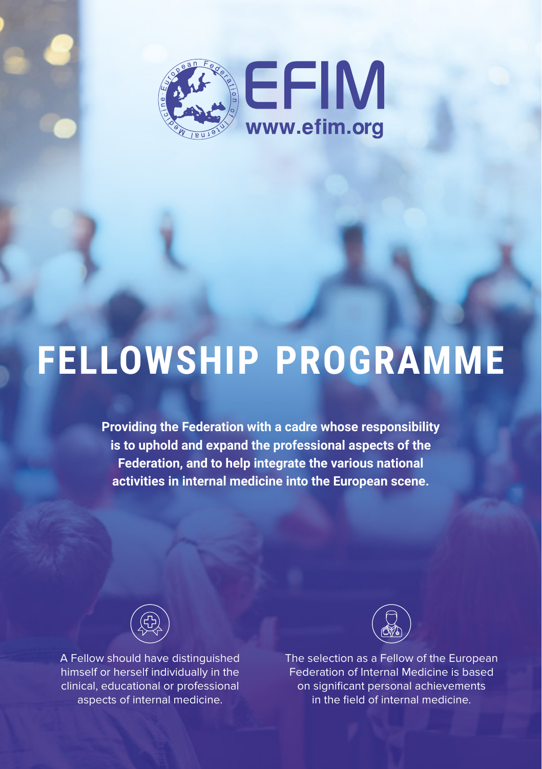EFIM

www.efim.org

# FELLOWSHIP PROGRAMME

**Providing the Federation with a cadre whose responsibility is to uphold and expand the professional aspects of the Federation, and to help integrate the various national activities in internal medicine into the European scene.**

A Fellow should have distinguished himself or herself individually in the clinical, educational or professional aspects of internal medicine.

The selection as a Fellow of the European Federation of Internal Medicine is based on significant personal achievements in the field of internal medicine.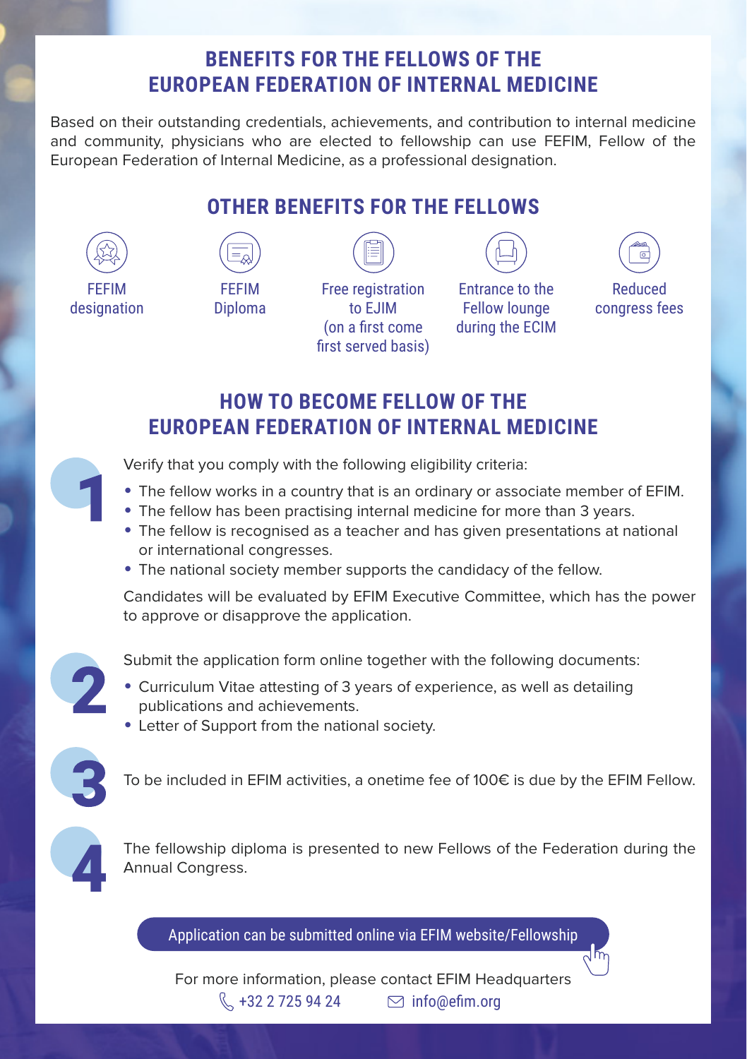# BENEFITS FOR THE FELLOWS OF THE EUROPEAN FEDERATION OF INTERNAL MEDICINE

Based on their outstanding credentials, achievements, and contribution to internal medicine and community, physicians who are elected to fellowship can use FEFIM, Fellow of the European Federation of Internal Medicine, as a professional designation.

## OTHER BENEFITS FOR THE FELLOWS

- FEFIM designation
- FEFIM Diploma
- Free registration to EJIM (on a first come first served basis)
- Entrance to the Fellow lounge during the ECIM
- Reduced congress fees

## HOW TO BECOME FELLOW OF THE EUROPEAN FEDERATION OF INTERNAL MEDICINE

**1**

Verify that you comply with the following eligibility criteria:

- The fellow works in a country that is an ordinary or associate member of EFIM.
- The fellow has been practising internal medicine for more than 3 years.
- The fellow is recognised as a teacher and has given presentations at national or international congresses.
- The national society member supports the candidacy of the fellow.

Candidates will be evaluated by EFIM Executive Committee, which has the power to approve or disapprove the application.

**2**

Submit the application form online together with the following documents:

- Curriculum Vitae attesting of 3 years of experience, as well as detailing publications and achievements.
- Letter of Support from the national society.

**3**

To be included in EFIM activities, a onetime fee of 100€ is due by the EFIM Fellow.

**4**

The fellowship diploma is presented to new Fellows of the Federation during the Annual Congress.

Application can be submitted online via EFIM website/Fellowship

For more information, please contact EFIM Headquarters

+32 2 725 94 24 info@efim.org